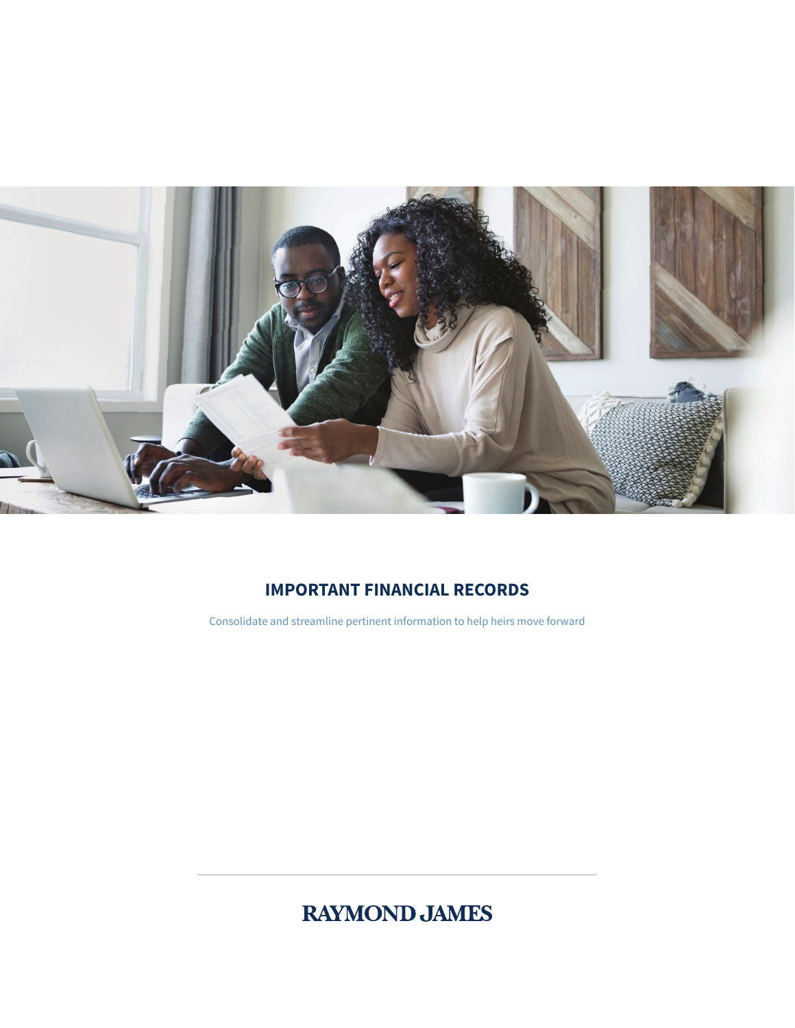# IMPORTANT FINANCIAL RECORDS

Consolidate and streamline pertinent information to help heirs move forward

RAYMOND JAMES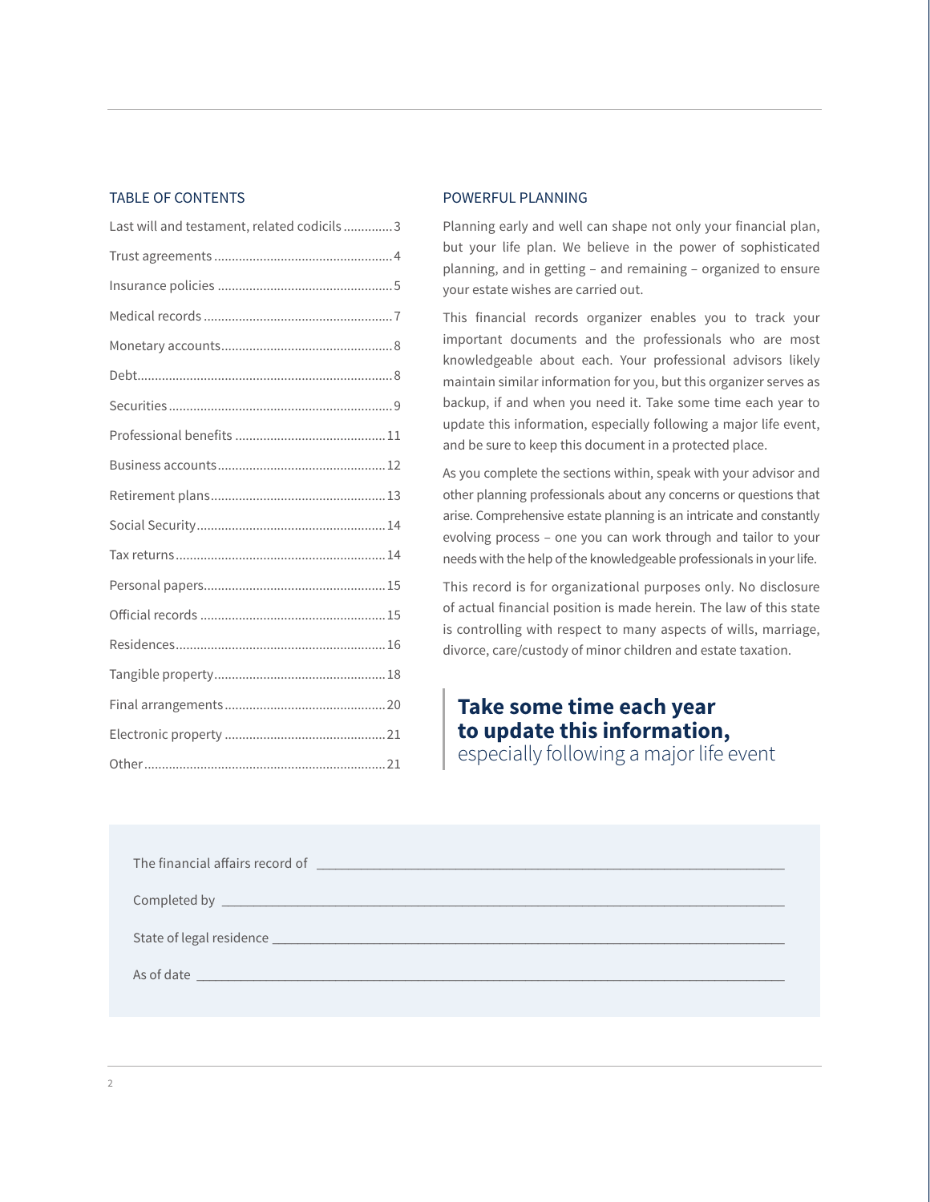## TABLE OF CONTENTS

| Section | Page |
|---|---|
| Last will and testament, related codicils | 3 |
| Trust agreements | 4 |
| Insurance policies | 5 |
| Medical records | 7 |
| Monetary accounts | 8 |
| Debt | 8 |
| Securities | 9 |
| Professional benefits | 11 |
| Business accounts | 12 |
| Retirement plans | 13 |
| Social Security | 14 |
| Tax returns | 14 |
| Personal papers | 15 |
| Official records | 15 |
| Residences | 16 |
| Tangible property | 18 |
| Final arrangements | 20 |
| Electronic property | 21 |
| Other | 21 |

## POWERFUL PLANNING

Planning early and well can shape not only your financial plan, but your life plan. We believe in the power of sophisticated planning, and in getting – and remaining – organized to ensure your estate wishes are carried out.

This financial records organizer enables you to track your important documents and the professionals who are most knowledgeable about each. Your professional advisors likely maintain similar information for you, but this organizer serves as backup, if and when you need it. Take some time each year to update this information, especially following a major life event, and be sure to keep this document in a protected place.

As you complete the sections within, speak with your advisor and other planning professionals about any concerns or questions that arise. Comprehensive estate planning is an intricate and constantly evolving process – one you can work through and tailor to your needs with the help of the knowledgeable professionals in your life.

This record is for organizational purposes only. No disclosure of actual financial position is made herein. The law of this state is controlling with respect to many aspects of wills, marriage, divorce, care/custody of minor children and estate taxation.

> **Take some time each year to update this information,**
> especially following a major life event

The financial affairs record of ______________________________

Completed by ______________________________

State of legal residence ______________________________

As of date ______________________________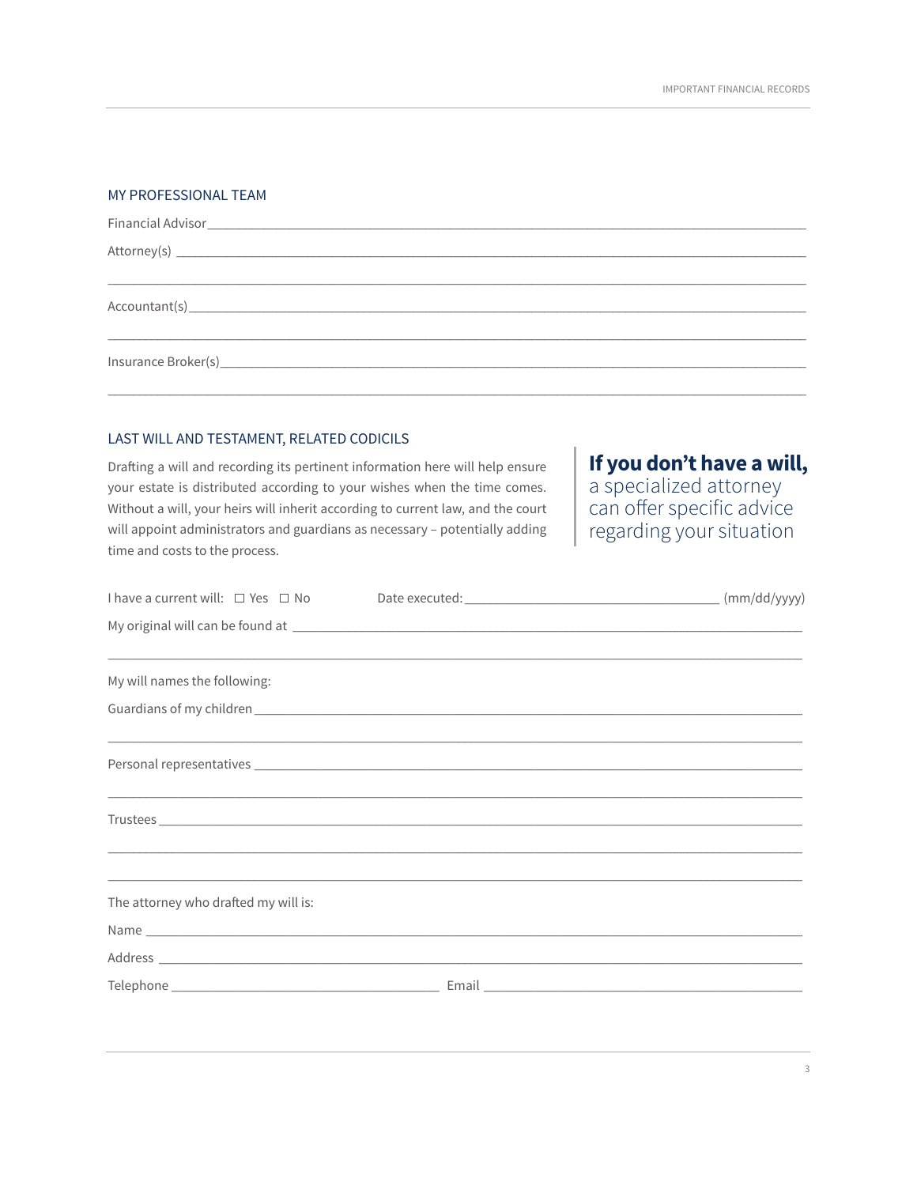## MY PROFESSIONAL TEAM

Financial Advisor \_\_\_\_\_\_\_\_\_\_\_\_\_\_\_\_\_\_\_\_\_\_\_\_\_\_\_\_\_\_\_\_\_\_\_\_\_\_\_\_

Attorney(s) \_\_\_\_\_\_\_\_\_\_\_\_\_\_\_\_\_\_\_\_\_\_\_\_\_\_\_\_\_\_\_\_\_\_\_\_\_\_\_\_

\_\_\_\_\_\_\_\_\_\_\_\_\_\_\_\_\_\_\_\_\_\_\_\_\_\_\_\_\_\_\_\_\_\_\_\_\_\_\_\_

Accountant(s) \_\_\_\_\_\_\_\_\_\_\_\_\_\_\_\_\_\_\_\_\_\_\_\_\_\_\_\_\_\_\_\_\_\_\_\_\_\_\_\_

\_\_\_\_\_\_\_\_\_\_\_\_\_\_\_\_\_\_\_\_\_\_\_\_\_\_\_\_\_\_\_\_\_\_\_\_\_\_\_\_

Insurance Broker(s) \_\_\_\_\_\_\_\_\_\_\_\_\_\_\_\_\_\_\_\_\_\_\_\_\_\_\_\_\_\_\_\_\_\_\_\_\_\_\_\_

\_\_\_\_\_\_\_\_\_\_\_\_\_\_\_\_\_\_\_\_\_\_\_\_\_\_\_\_\_\_\_\_\_\_\_\_\_\_\_\_

## LAST WILL AND TESTAMENT, RELATED CODICILS

Drafting a will and recording its pertinent information here will help ensure your estate is distributed according to your wishes when the time comes. Without a will, your heirs will inherit according to current law, and the court will appoint administrators and guardians as necessary – potentially adding time and costs to the process.

> **If you don't have a will,** a specialized attorney can offer specific advice regarding your situation

I have a current will: ☐ Yes ☐ No     Date executed: \_\_\_\_\_\_\_\_\_\_\_\_\_\_\_\_\_\_\_\_ (mm/dd/yyyy)

My original will can be found at \_\_\_\_\_\_\_\_\_\_\_\_\_\_\_\_\_\_\_\_\_\_\_\_\_\_\_\_\_\_\_\_\_\_\_\_\_\_\_\_

\_\_\_\_\_\_\_\_\_\_\_\_\_\_\_\_\_\_\_\_\_\_\_\_\_\_\_\_\_\_\_\_\_\_\_\_\_\_\_\_

My will names the following:

Guardians of my children \_\_\_\_\_\_\_\_\_\_\_\_\_\_\_\_\_\_\_\_\_\_\_\_\_\_\_\_\_\_\_\_\_\_\_\_\_\_\_\_

\_\_\_\_\_\_\_\_\_\_\_\_\_\_\_\_\_\_\_\_\_\_\_\_\_\_\_\_\_\_\_\_\_\_\_\_\_\_\_\_

Personal representatives \_\_\_\_\_\_\_\_\_\_\_\_\_\_\_\_\_\_\_\_\_\_\_\_\_\_\_\_\_\_\_\_\_\_\_\_\_\_\_\_

\_\_\_\_\_\_\_\_\_\_\_\_\_\_\_\_\_\_\_\_\_\_\_\_\_\_\_\_\_\_\_\_\_\_\_\_\_\_\_\_

Trustees \_\_\_\_\_\_\_\_\_\_\_\_\_\_\_\_\_\_\_\_\_\_\_\_\_\_\_\_\_\_\_\_\_\_\_\_\_\_\_\_

\_\_\_\_\_\_\_\_\_\_\_\_\_\_\_\_\_\_\_\_\_\_\_\_\_\_\_\_\_\_\_\_\_\_\_\_\_\_\_\_

\_\_\_\_\_\_\_\_\_\_\_\_\_\_\_\_\_\_\_\_\_\_\_\_\_\_\_\_\_\_\_\_\_\_\_\_\_\_\_\_

The attorney who drafted my will is:

Name \_\_\_\_\_\_\_\_\_\_\_\_\_\_\_\_\_\_\_\_\_\_\_\_\_\_\_\_\_\_\_\_\_\_\_\_\_\_\_\_

Address \_\_\_\_\_\_\_\_\_\_\_\_\_\_\_\_\_\_\_\_\_\_\_\_\_\_\_\_\_\_\_\_\_\_\_\_\_\_\_\_

Telephone \_\_\_\_\_\_\_\_\_\_\_\_\_\_\_\_\_\_\_\_ Email \_\_\_\_\_\_\_\_\_\_\_\_\_\_\_\_\_\_\_\_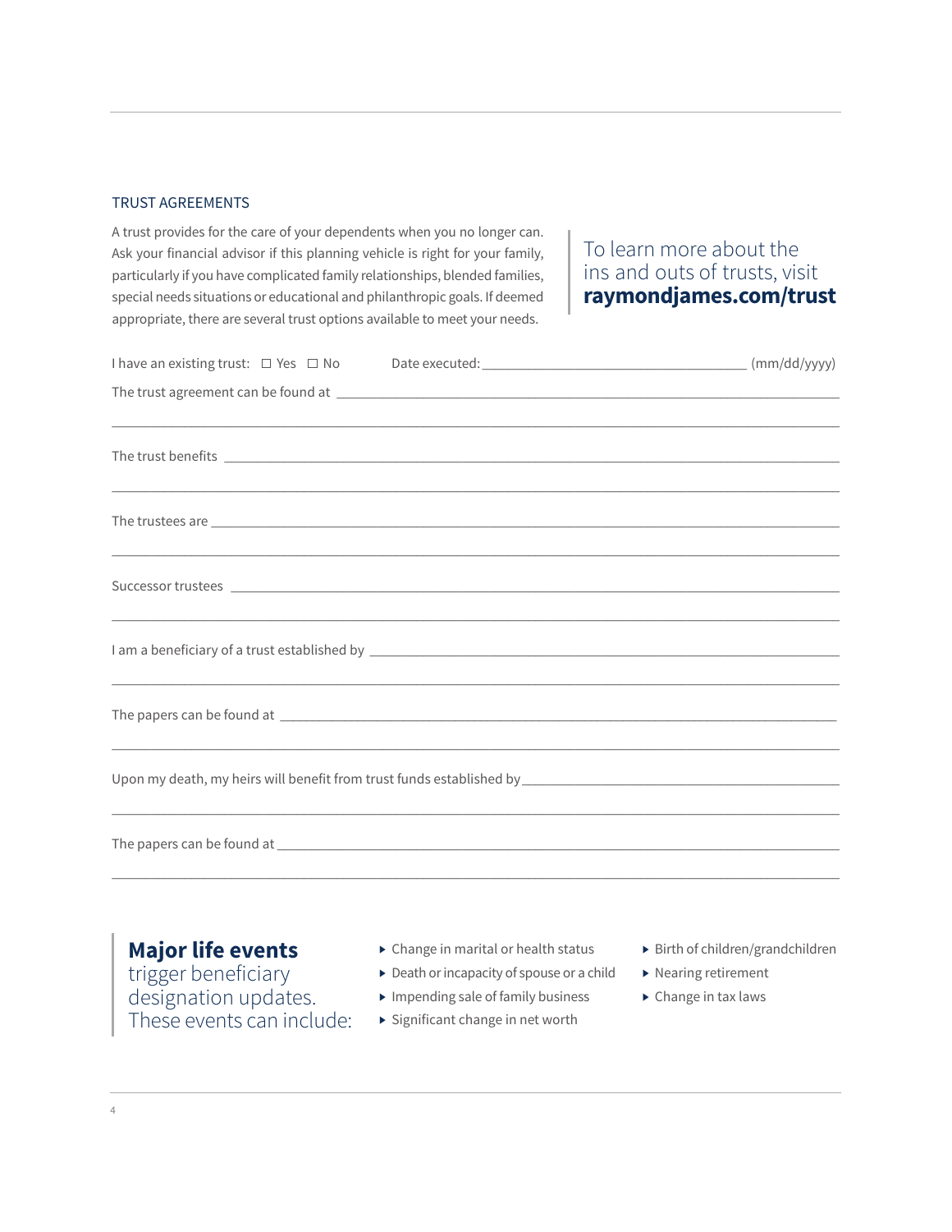## TRUST AGREEMENTS

A trust provides for the care of your dependents when you no longer can. Ask your financial advisor if this planning vehicle is right for your family, particularly if you have complicated family relationships, blended families, special needs situations or educational and philanthropic goals. If deemed appropriate, there are several trust options available to meet your needs.

To learn more about the ins and outs of trusts, visit **raymondjames.com/trust**

I have an existing trust: ☐ Yes ☐ No     Date executed: ________________________ (mm/dd/yyyy)

The trust agreement can be found at ____________________________________________

____________________________________________________________________________

The trust benefits ____________________________________________________________

____________________________________________________________________________

The trustees are ______________________________________________________________

____________________________________________________________________________

Successor trustees ____________________________________________________________

____________________________________________________________________________

I am a beneficiary of a trust established by _______________________________________

____________________________________________________________________________

The papers can be found at ____________________________________________________

____________________________________________________________________________

Upon my death, my heirs will benefit from trust funds established by ____________________

____________________________________________________________________________

The papers can be found at ____________________________________________________

____________________________________________________________________________

**Major life events** trigger beneficiary designation updates. These events can include:

- Change in marital or health status
- Death or incapacity of spouse or a child
- Impending sale of family business
- Significant change in net worth
- Birth of children/grandchildren
- Nearing retirement
- Change in tax laws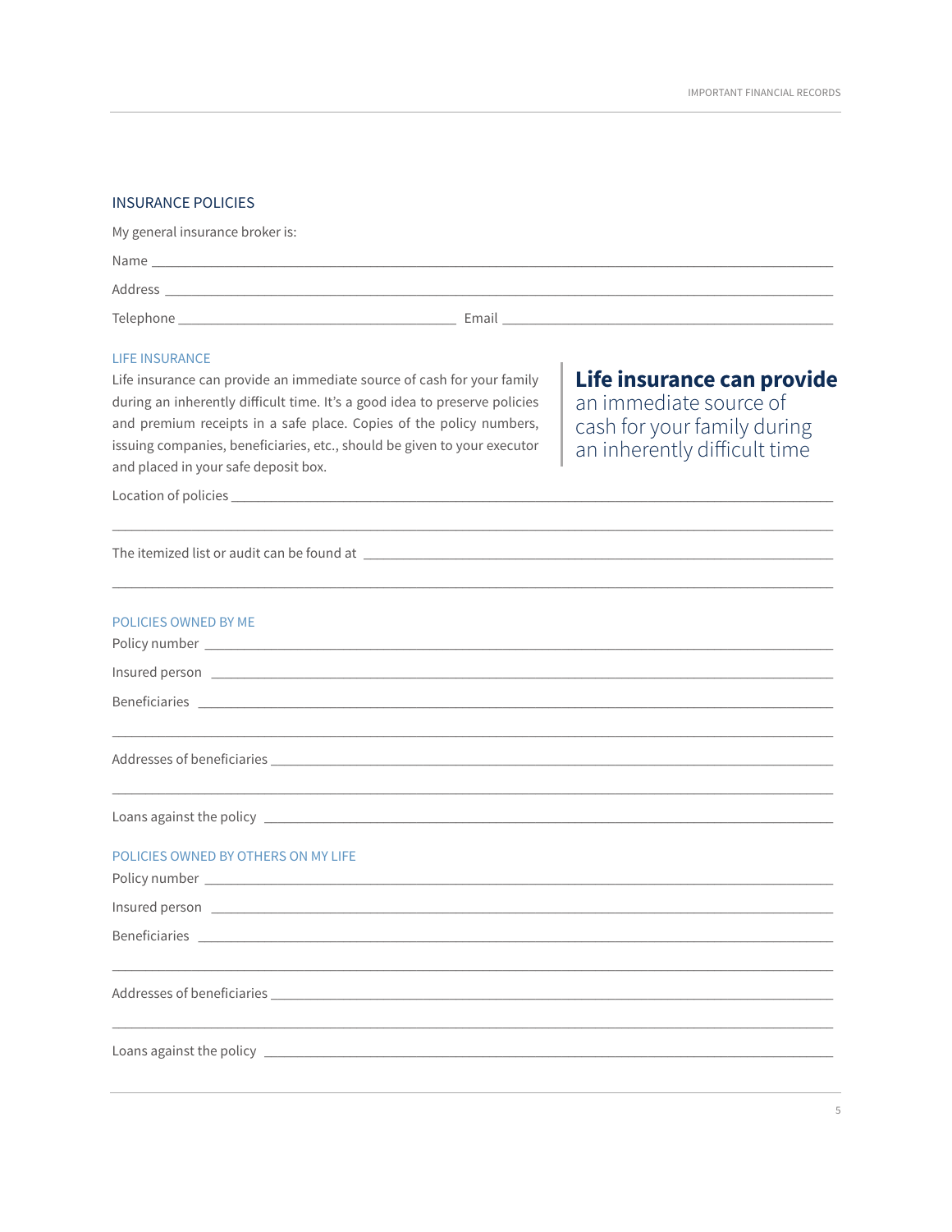## INSURANCE POLICIES

My general insurance broker is:

Name ______________________________________________

Address ______________________________________________

Telephone ____________________ Email ____________________

### LIFE INSURANCE

Life insurance can provide an immediate source of cash for your family during an inherently difficult time. It's a good idea to preserve policies and premium receipts in a safe place. Copies of the policy numbers, issuing companies, beneficiaries, etc., should be given to your executor and placed in your safe deposit box.

> **Life insurance can provide** an immediate source of cash for your family during an inherently difficult time

Location of policies ______________________________________________

______________________________________________

The itemized list or audit can be found at ______________________________________________

______________________________________________

### POLICIES OWNED BY ME

Policy number ______________________________________________

Insured person ______________________________________________

Beneficiaries ______________________________________________

______________________________________________

Addresses of beneficiaries ______________________________________________

______________________________________________

Loans against the policy ______________________________________________

### POLICIES OWNED BY OTHERS ON MY LIFE

Policy number ______________________________________________

Insured person ______________________________________________

Beneficiaries ______________________________________________

______________________________________________

Addresses of beneficiaries ______________________________________________

______________________________________________

Loans against the policy ______________________________________________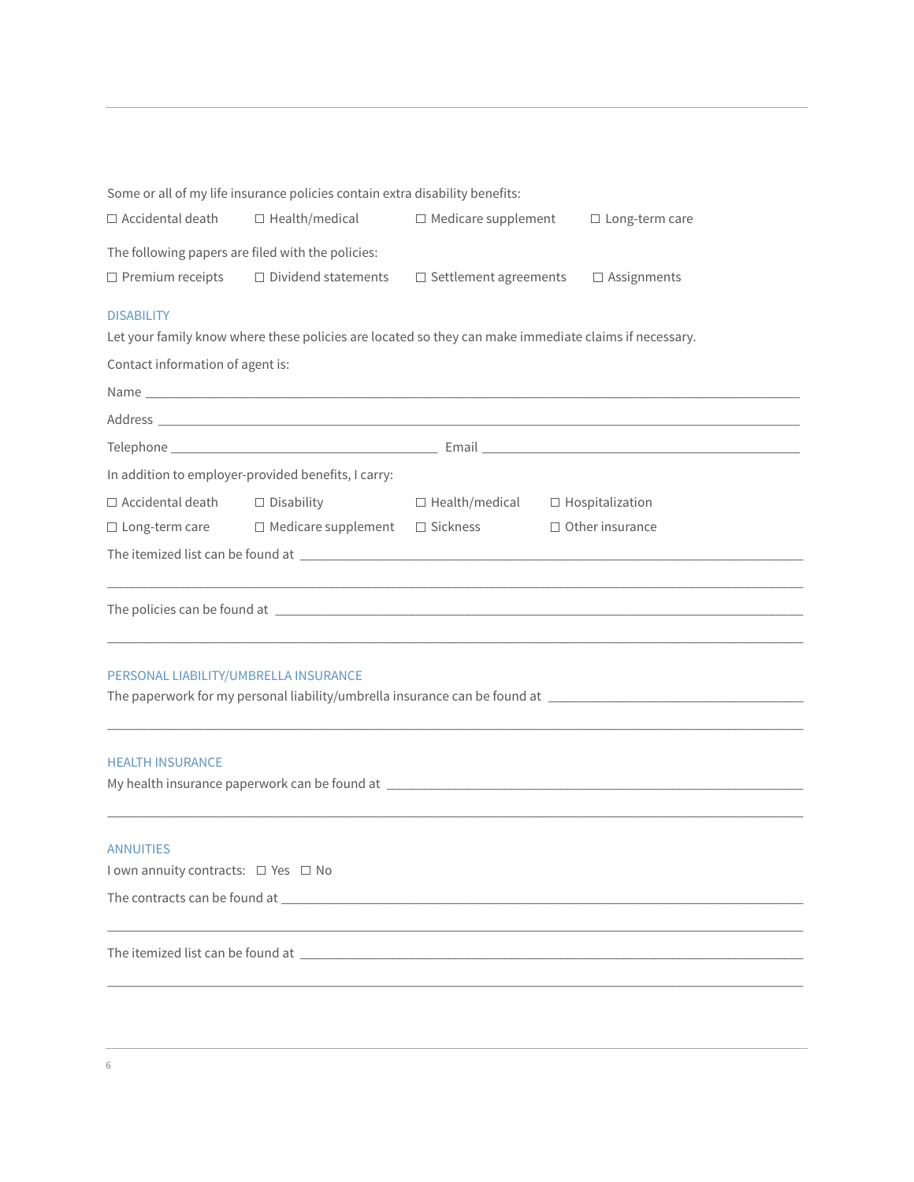Some or all of my life insurance policies contain extra disability benefits:

☐ Accidental death ☐ Health/medical ☐ Medicare supplement ☐ Long-term care

The following papers are filed with the policies:

☐ Premium receipts ☐ Dividend statements ☐ Settlement agreements ☐ Assignments

## DISABILITY

Let your family know where these policies are located so they can make immediate claims if necessary.

Contact information of agent is:

Name ______________________________________________________________________________

Address ____________________________________________________________________________

Telephone ______________________________ Email ______________________________________

In addition to employer-provided benefits, I carry:

☐ Accidental death ☐ Disability ☐ Health/medical ☐ Hospitalization

☐ Long-term care ☐ Medicare supplement ☐ Sickness ☐ Other insurance

The itemized list can be found at ______________________________________________________

___________________________________________________________________________________

The policies can be found at __________________________________________________________

___________________________________________________________________________________

## PERSONAL LIABILITY/UMBRELLA INSURANCE

The paperwork for my personal liability/umbrella insurance can be found at ___________________________

___________________________________________________________________________________

## HEALTH INSURANCE

My health insurance paperwork can be found at ___________________________________________

___________________________________________________________________________________

## ANNUITIES

I own annuity contracts: ☐ Yes ☐ No

The contracts can be found at _________________________________________________________

___________________________________________________________________________________

The itemized list can be found at ______________________________________________________

___________________________________________________________________________________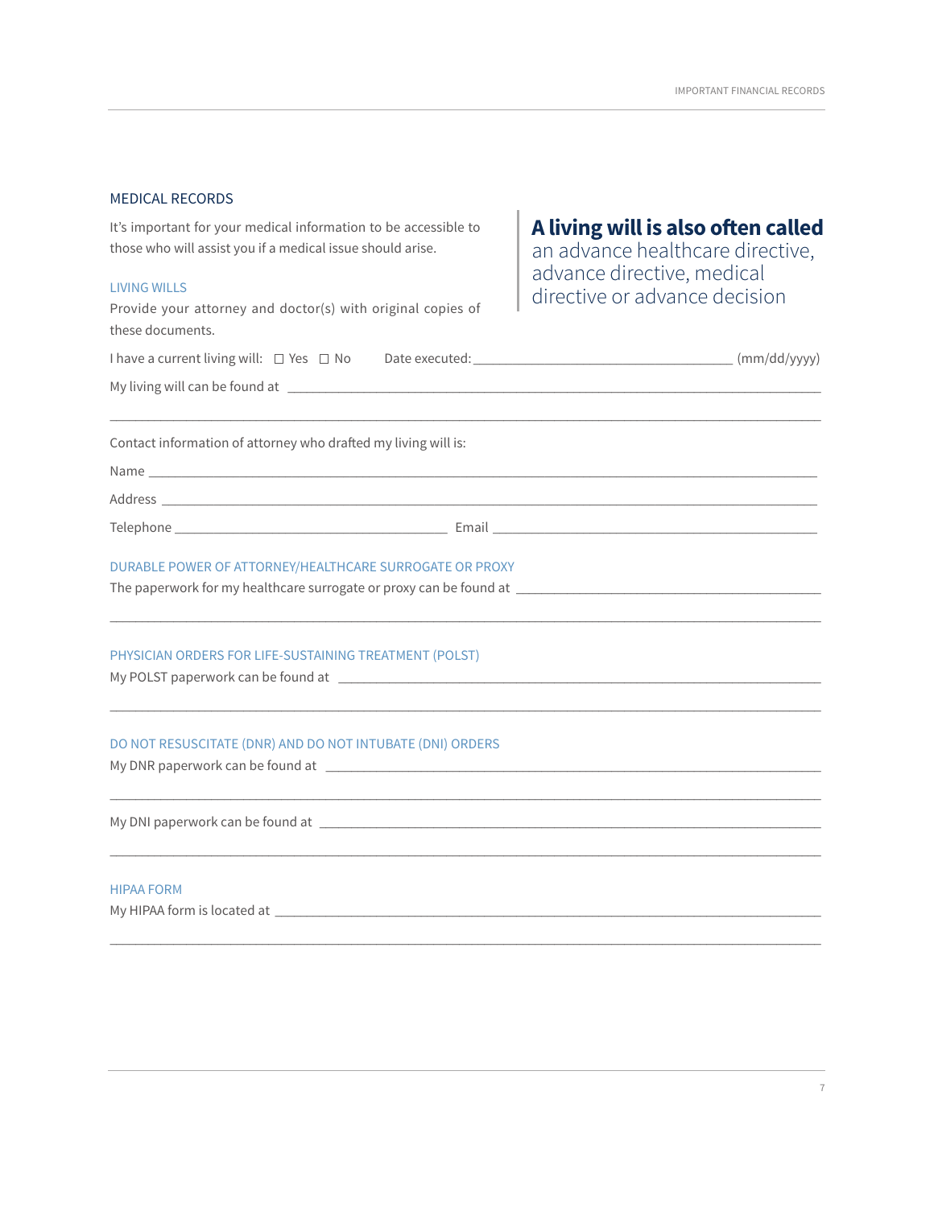## MEDICAL RECORDS

It's important for your medical information to be accessible to those who will assist you if a medical issue should arise.

> **A living will is also often called** an advance healthcare directive, advance directive, medical directive or advance decision

### LIVING WILLS

Provide your attorney and doctor(s) with original copies of these documents.

I have a current living will: ☐ Yes ☐ No Date executed: ____________________ (mm/dd/yyyy)

My living will can be found at ____________________________________________

______________________________________________________________________

Contact information of attorney who drafted my living will is:

Name ______________________________________________________________

Address ____________________________________________________________

Telephone ______________________ Email ______________________________

### DURABLE POWER OF ATTORNEY/HEALTHCARE SURROGATE OR PROXY

The paperwork for my healthcare surrogate or proxy can be found at ______________________

______________________________________________________________________

### PHYSICIAN ORDERS FOR LIFE-SUSTAINING TREATMENT (POLST)

My POLST paperwork can be found at ___________________________________________

______________________________________________________________________

### DO NOT RESUSCITATE (DNR) AND DO NOT INTUBATE (DNI) ORDERS

My DNR paperwork can be found at ____________________________________________

______________________________________________________________________

My DNI paperwork can be found at _____________________________________________

______________________________________________________________________

### HIPAA FORM

My HIPAA form is located at _________________________________________________

______________________________________________________________________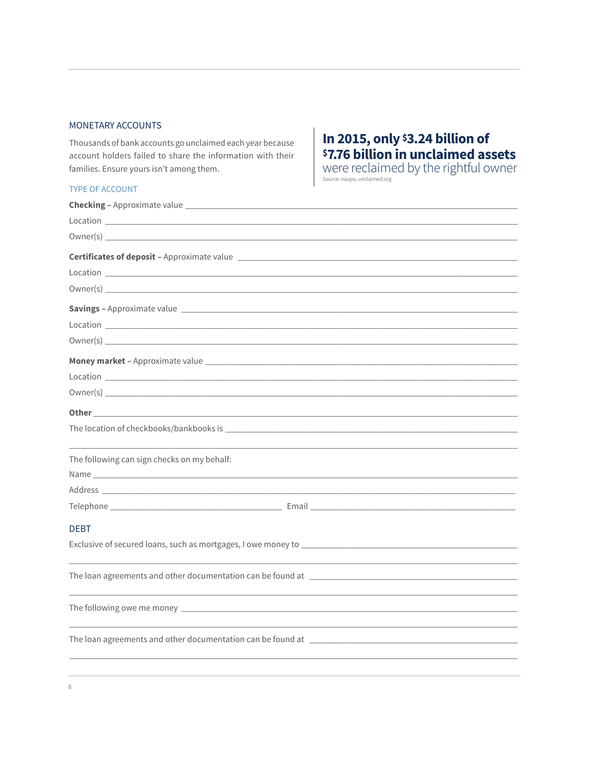## MONETARY ACCOUNTS

Thousands of bank accounts go unclaimed each year because account holders failed to share the information with their families. Ensure yours isn't among them.

**In 2015, only $3.24 billion of $7.76 billion in unclaimed assets** were reclaimed by the rightful owner

Source: naupa, unclaimed.org

### TYPE OF ACCOUNT

**Checking –** Approximate value ______________________________

Location ______________________________

Owner(s) ______________________________

**Certificates of deposit –** Approximate value ______________________________

Location ______________________________

Owner(s) ______________________________

**Savings –** Approximate value ______________________________

Location ______________________________

Owner(s) ______________________________

**Money market –** Approximate value ______________________________

Location ______________________________

Owner(s) ______________________________

**Other** ______________________________

The location of checkbooks/bankbooks is ______________________________

______________________________

The following can sign checks on my behalf:

Name ______________________________

Address ______________________________

Telephone ______________________________ Email ______________________________

## DEBT

Exclusive of secured loans, such as mortgages, I owe money to ______________________________

______________________________

The loan agreements and other documentation can be found at ______________________________

______________________________

The following owe me money ______________________________

______________________________

The loan agreements and other documentation can be found at ______________________________

______________________________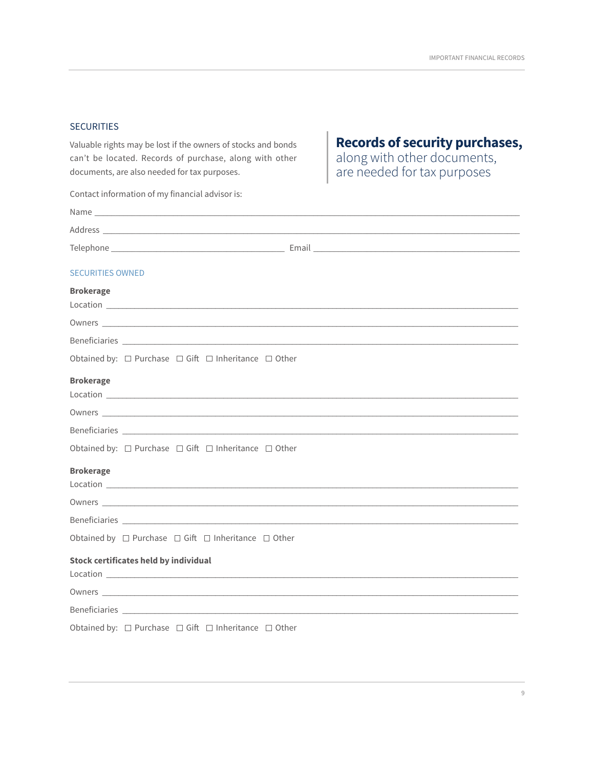## SECURITIES

Valuable rights may be lost if the owners of stocks and bonds can't be located. Records of purchase, along with other documents, are also needed for tax purposes.

> **Records of security purchases,** along with other documents, are needed for tax purposes

Contact information of my financial advisor is:

Name ______________________________________________

Address ______________________________________________

Telephone ______________________ Email ______________________

### SECURITIES OWNED

**Brokerage**

Location ______________________________________________

Owners ______________________________________________

Beneficiaries ______________________________________________

Obtained by: ☐ Purchase ☐ Gift ☐ Inheritance ☐ Other

**Brokerage**

Location ______________________________________________

Owners ______________________________________________

Beneficiaries ______________________________________________

Obtained by: ☐ Purchase ☐ Gift ☐ Inheritance ☐ Other

**Brokerage**

Location ______________________________________________

Owners ______________________________________________

Beneficiaries ______________________________________________

Obtained by ☐ Purchase ☐ Gift ☐ Inheritance ☐ Other

**Stock certificates held by individual**

Location ______________________________________________

Owners ______________________________________________

Beneficiaries ______________________________________________

Obtained by: ☐ Purchase ☐ Gift ☐ Inheritance ☐ Other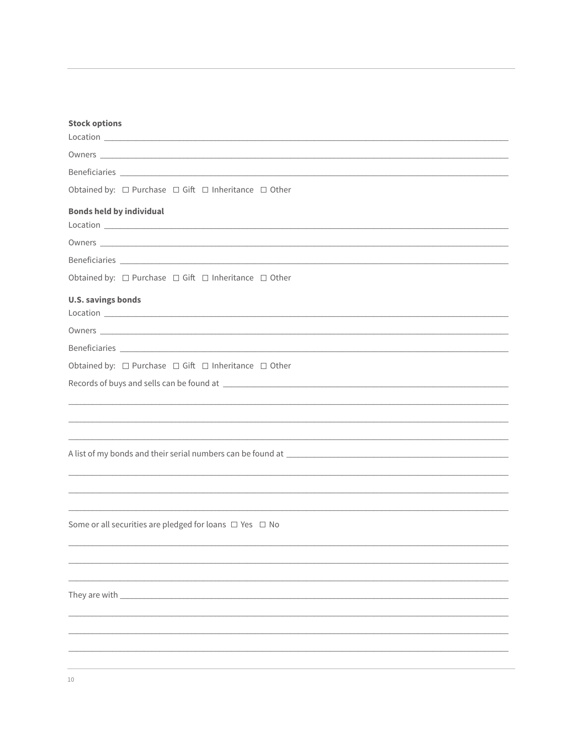**Stock options**

Location ______________________________________________________________________________

Owners ______________________________________________________________________________

Beneficiaries __________________________________________________________________________

Obtained by: ☐ Purchase ☐ Gift ☐ Inheritance ☐ Other

**Bonds held by individual**

Location ______________________________________________________________________________

Owners ______________________________________________________________________________

Beneficiaries __________________________________________________________________________

Obtained by: ☐ Purchase ☐ Gift ☐ Inheritance ☐ Other

**U.S. savings bonds**

Location ______________________________________________________________________________

Owners ______________________________________________________________________________

Beneficiaries __________________________________________________________________________

Obtained by: ☐ Purchase ☐ Gift ☐ Inheritance ☐ Other

Records of buys and sells can be found at ______________________________________________

______________________________________________________________________________________

______________________________________________________________________________________

______________________________________________________________________________________

A list of my bonds and their serial numbers can be found at ______________________________

______________________________________________________________________________________

______________________________________________________________________________________

______________________________________________________________________________________

Some or all securities are pledged for loans ☐ Yes ☐ No

______________________________________________________________________________________

______________________________________________________________________________________

______________________________________________________________________________________

They are with _________________________________________________________________________

______________________________________________________________________________________

______________________________________________________________________________________

______________________________________________________________________________________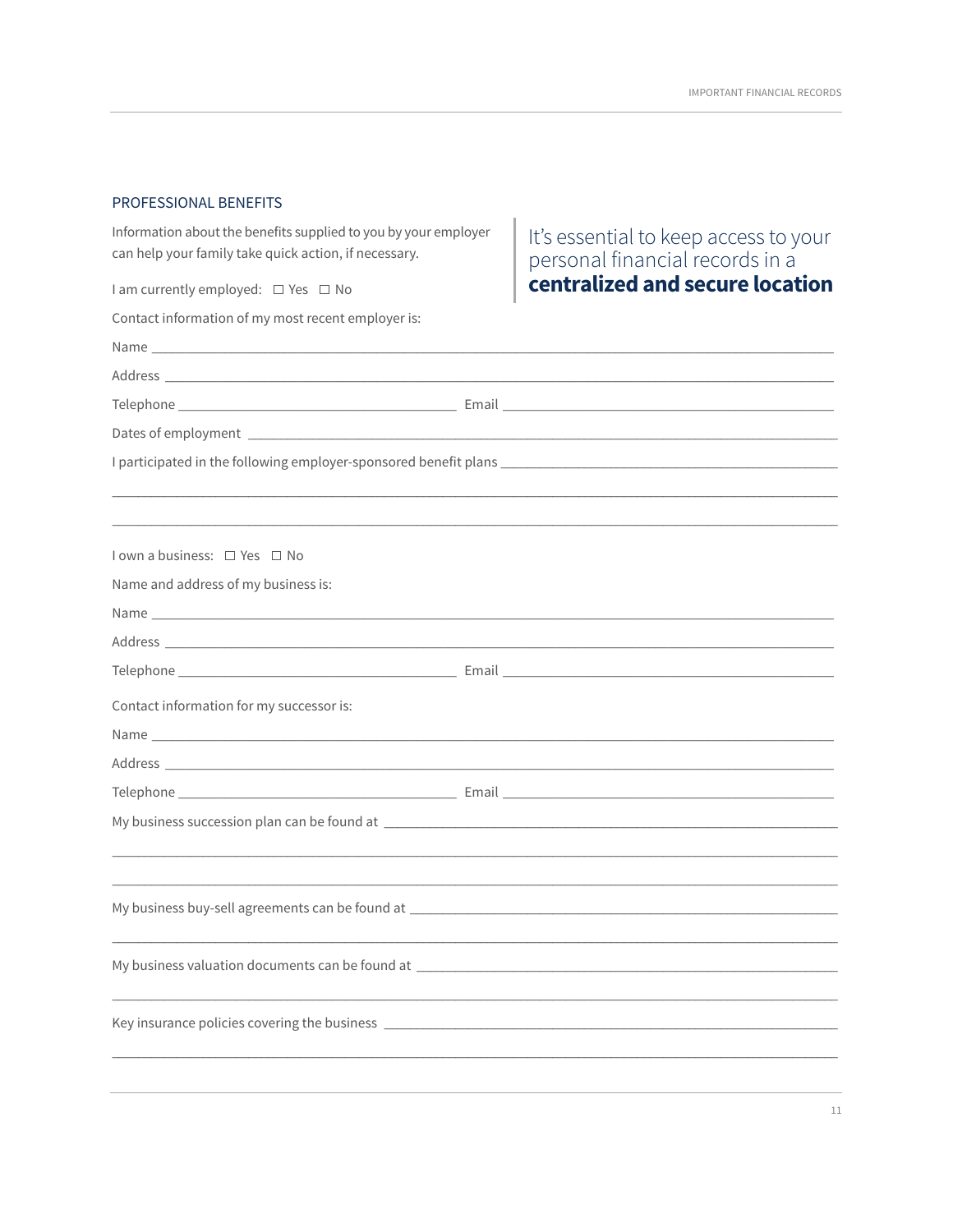## PROFESSIONAL BENEFITS

Information about the benefits supplied to you by your employer can help your family take quick action, if necessary.

> It's essential to keep access to your personal financial records in a **centralized and secure location**

I am currently employed: ☐ Yes ☐ No

Contact information of my most recent employer is:

Name ____________________________________________

Address ____________________________________________

Telephone ______________________ Email ______________________

Dates of employment ____________________________________________

I participated in the following employer-sponsored benefit plans ______________________

____________________________________________

____________________________________________

I own a business: ☐ Yes ☐ No

Name and address of my business is:

Name ____________________________________________

Address ____________________________________________

Telephone ______________________ Email ______________________

Contact information for my successor is:

Name ____________________________________________

Address ____________________________________________

Telephone ______________________ Email ______________________

My business succession plan can be found at ______________________

____________________________________________

____________________________________________

My business buy-sell agreements can be found at ______________________

____________________________________________

My business valuation documents can be found at ______________________

____________________________________________

Key insurance policies covering the business ______________________

____________________________________________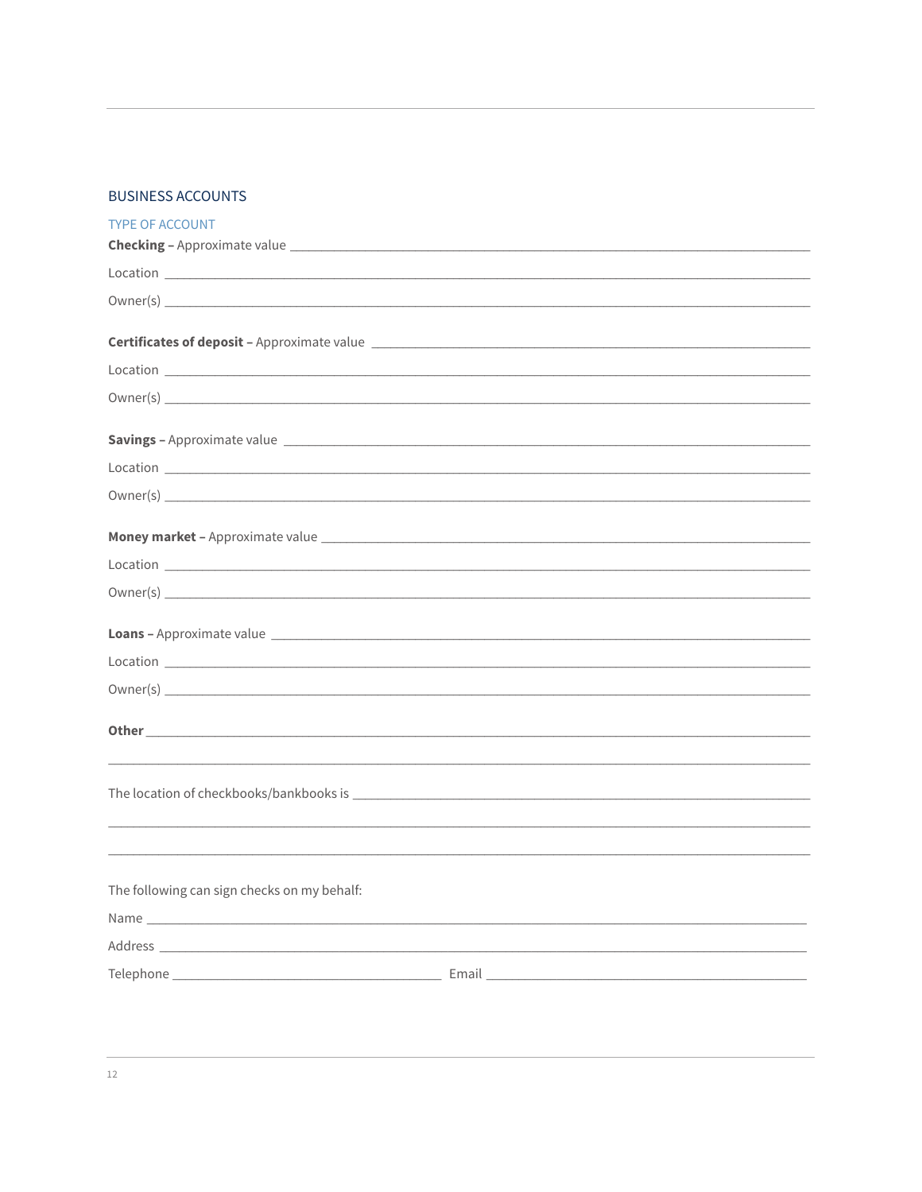## BUSINESS ACCOUNTS

### TYPE OF ACCOUNT

**Checking –** Approximate value ____________________________________________

Location ____________________________________________

Owner(s) ____________________________________________

**Certificates of deposit –** Approximate value ____________________________________________

Location ____________________________________________

Owner(s) ____________________________________________

**Savings –** Approximate value ____________________________________________

Location ____________________________________________

Owner(s) ____________________________________________

**Money market –** Approximate value ____________________________________________

Location ____________________________________________

Owner(s) ____________________________________________

**Loans –** Approximate value ____________________________________________

Location ____________________________________________

Owner(s) ____________________________________________

**Other** ____________________________________________

____________________________________________

The location of checkbooks/bankbooks is ____________________________________________

____________________________________________

____________________________________________

The following can sign checks on my behalf:

Name ____________________________________________

Address ____________________________________________

Telephone ______________________ Email ______________________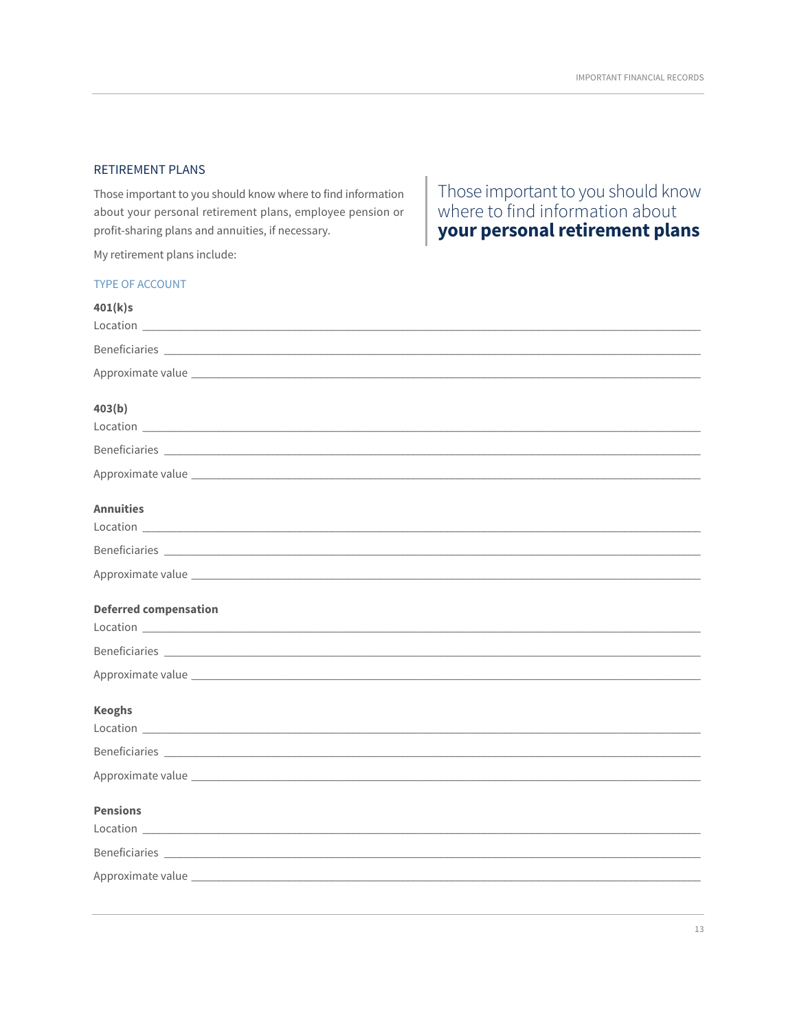## RETIREMENT PLANS

Those important to you should know where to find information about your personal retirement plans, employee pension or profit-sharing plans and annuities, if necessary.

> Those important to you should know where to find information about **your personal retirement plans**

My retirement plans include:

### TYPE OF ACCOUNT

**401(k)s**

Location ____________________________________________

Beneficiaries ____________________________________________

Approximate value ____________________________________________

**403(b)**

Location ____________________________________________

Beneficiaries ____________________________________________

Approximate value ____________________________________________

**Annuities**

Location ____________________________________________

Beneficiaries ____________________________________________

Approximate value ____________________________________________

**Deferred compensation**

Location ____________________________________________

Beneficiaries ____________________________________________

Approximate value ____________________________________________

**Keoghs**

Location ____________________________________________

Beneficiaries ____________________________________________

Approximate value ____________________________________________

**Pensions**

Location ____________________________________________

Beneficiaries ____________________________________________

Approximate value ____________________________________________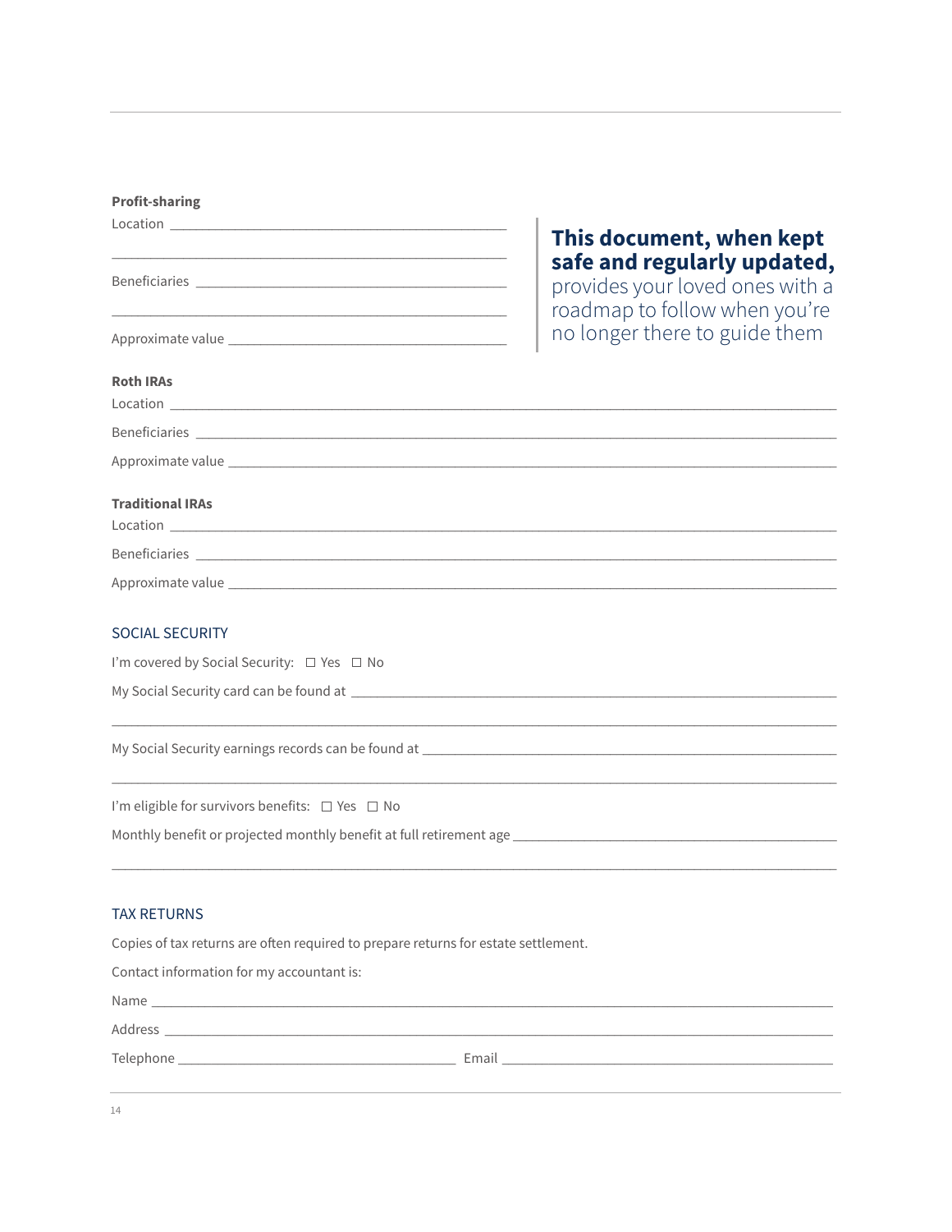**Profit-sharing**

Location ________________________________________________

________________________________________________

Beneficiaries ________________________________________________

________________________________________________

Approximate value ________________________________________________

**This document, when kept safe and regularly updated,** provides your loved ones with a roadmap to follow when you're no longer there to guide them

**Roth IRAs**

Location ________________________________________________

Beneficiaries ________________________________________________

Approximate value ________________________________________________

**Traditional IRAs**

Location ________________________________________________

Beneficiaries ________________________________________________

Approximate value ________________________________________________

## SOCIAL SECURITY

I'm covered by Social Security: ☐ Yes ☐ No

My Social Security card can be found at ________________________________________________

________________________________________________

My Social Security earnings records can be found at ________________________________________________

________________________________________________

I'm eligible for survivors benefits: ☐ Yes ☐ No

Monthly benefit or projected monthly benefit at full retirement age ________________________________________________

________________________________________________

## TAX RETURNS

Copies of tax returns are often required to prepare returns for estate settlement.

Contact information for my accountant is:

Name ________________________________________________

Address ________________________________________________

Telephone ________________________ Email ________________________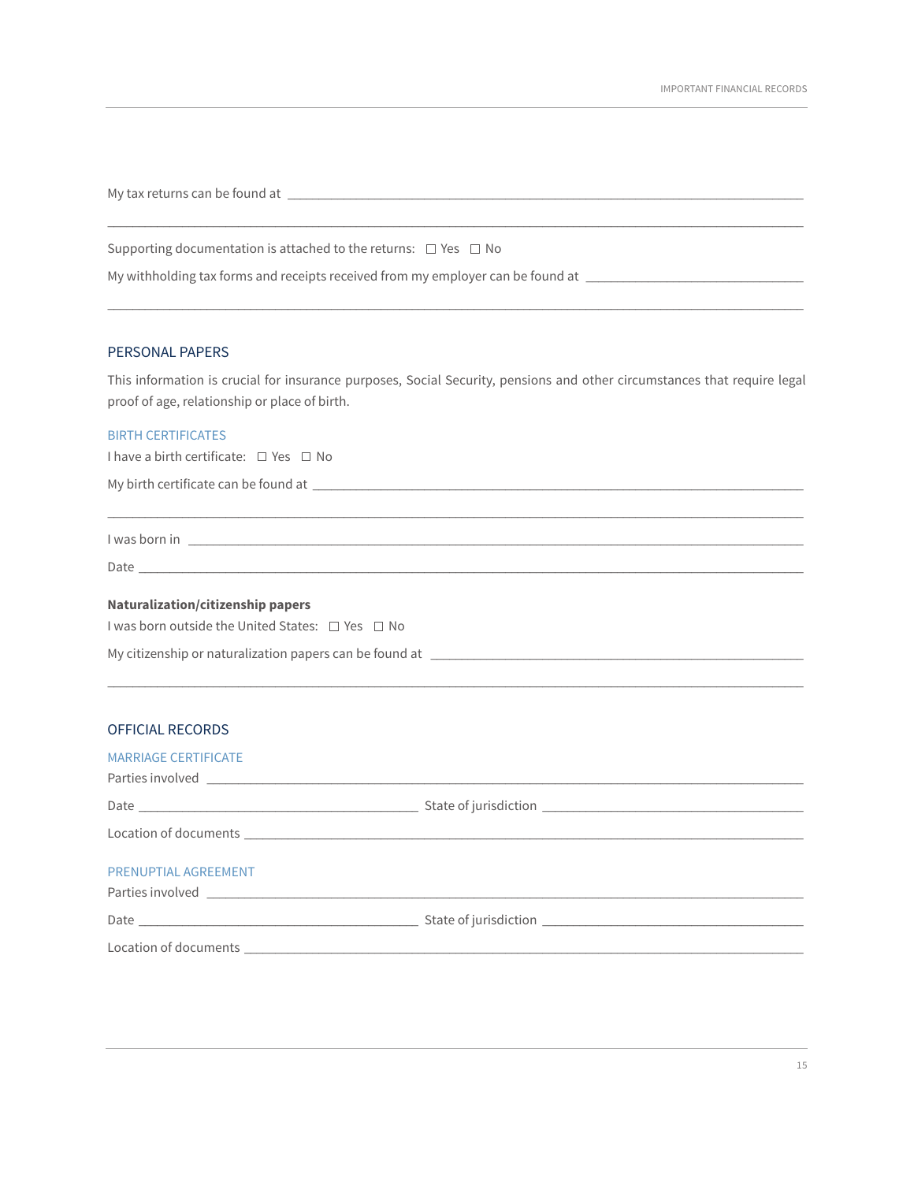My tax returns can be found at ______________________________________________________________________

______________________________________________________________________

Supporting documentation is attached to the returns: ☐ Yes ☐ No

My withholding tax forms and receipts received from my employer can be found at ______________________________

______________________________________________________________________

## PERSONAL PAPERS

This information is crucial for insurance purposes, Social Security, pensions and other circumstances that require legal proof of age, relationship or place of birth.

### BIRTH CERTIFICATES

I have a birth certificate: ☐ Yes ☐ No

My birth certificate can be found at ______________________________________________________________________

______________________________________________________________________

I was born in ______________________________________________________________________

Date ______________________________________________________________________

**Naturalization/citizenship papers**

I was born outside the United States: ☐ Yes ☐ No

My citizenship or naturalization papers can be found at ______________________________________________________

______________________________________________________________________

## OFFICIAL RECORDS

### MARRIAGE CERTIFICATE

Parties involved ______________________________________________________________________

Date ________________________________________ State of jurisdiction ______________________________________

Location of documents ______________________________________________________________________

### PRENUPTIAL AGREEMENT

Parties involved ______________________________________________________________________

Date ________________________________________ State of jurisdiction ______________________________________

Location of documents ______________________________________________________________________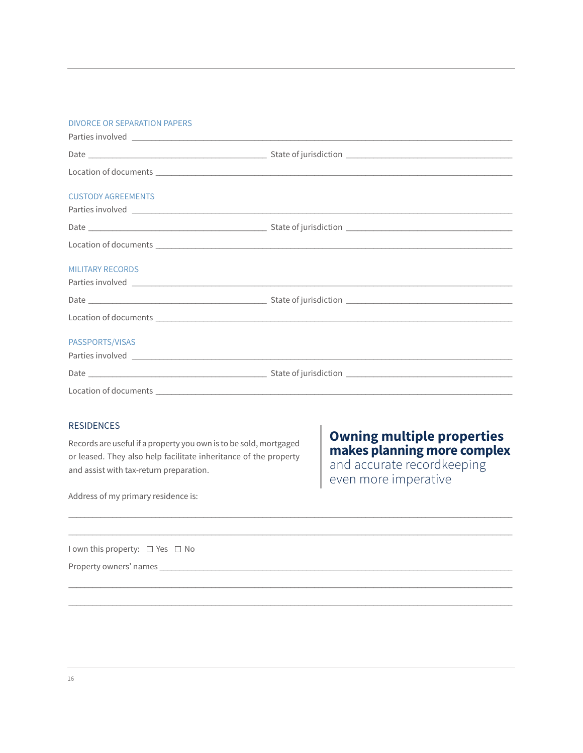### DIVORCE OR SEPARATION PAPERS

Parties involved \_\_\_\_\_\_\_\_\_\_\_\_\_\_\_\_\_\_\_\_\_\_\_\_\_\_\_\_\_\_\_\_\_\_\_\_\_\_\_\_

Date \_\_\_\_\_\_\_\_\_\_\_\_\_\_\_\_\_\_\_\_ State of jurisdiction \_\_\_\_\_\_\_\_\_\_\_\_\_\_\_\_\_\_\_\_

Location of documents \_\_\_\_\_\_\_\_\_\_\_\_\_\_\_\_\_\_\_\_\_\_\_\_\_\_\_\_\_\_\_\_\_\_\_\_\_\_\_\_

### CUSTODY AGREEMENTS

Parties involved \_\_\_\_\_\_\_\_\_\_\_\_\_\_\_\_\_\_\_\_\_\_\_\_\_\_\_\_\_\_\_\_\_\_\_\_\_\_\_\_

Date \_\_\_\_\_\_\_\_\_\_\_\_\_\_\_\_\_\_\_\_ State of jurisdiction \_\_\_\_\_\_\_\_\_\_\_\_\_\_\_\_\_\_\_\_

Location of documents \_\_\_\_\_\_\_\_\_\_\_\_\_\_\_\_\_\_\_\_\_\_\_\_\_\_\_\_\_\_\_\_\_\_\_\_\_\_\_\_

### MILITARY RECORDS

Parties involved \_\_\_\_\_\_\_\_\_\_\_\_\_\_\_\_\_\_\_\_\_\_\_\_\_\_\_\_\_\_\_\_\_\_\_\_\_\_\_\_

Date \_\_\_\_\_\_\_\_\_\_\_\_\_\_\_\_\_\_\_\_ State of jurisdiction \_\_\_\_\_\_\_\_\_\_\_\_\_\_\_\_\_\_\_\_

Location of documents \_\_\_\_\_\_\_\_\_\_\_\_\_\_\_\_\_\_\_\_\_\_\_\_\_\_\_\_\_\_\_\_\_\_\_\_\_\_\_\_

### PASSPORTS/VISAS

Parties involved \_\_\_\_\_\_\_\_\_\_\_\_\_\_\_\_\_\_\_\_\_\_\_\_\_\_\_\_\_\_\_\_\_\_\_\_\_\_\_\_

Date \_\_\_\_\_\_\_\_\_\_\_\_\_\_\_\_\_\_\_\_ State of jurisdiction \_\_\_\_\_\_\_\_\_\_\_\_\_\_\_\_\_\_\_\_

Location of documents \_\_\_\_\_\_\_\_\_\_\_\_\_\_\_\_\_\_\_\_\_\_\_\_\_\_\_\_\_\_\_\_\_\_\_\_\_\_\_\_

## RESIDENCES

Records are useful if a property you own is to be sold, mortgaged or leased. They also help facilitate inheritance of the property and assist with tax-return preparation.

> **Owning multiple properties makes planning more complex** and accurate recordkeeping even more imperative

Address of my primary residence is:

\_\_\_\_\_\_\_\_\_\_\_\_\_\_\_\_\_\_\_\_\_\_\_\_\_\_\_\_\_\_\_\_\_\_\_\_\_\_\_\_\_\_\_\_\_\_\_\_\_\_\_\_\_\_\_\_

\_\_\_\_\_\_\_\_\_\_\_\_\_\_\_\_\_\_\_\_\_\_\_\_\_\_\_\_\_\_\_\_\_\_\_\_\_\_\_\_\_\_\_\_\_\_\_\_\_\_\_\_\_\_\_\_

I own this property: ☐ Yes ☐ No

Property owners' names \_\_\_\_\_\_\_\_\_\_\_\_\_\_\_\_\_\_\_\_\_\_\_\_\_\_\_\_\_\_\_\_\_\_\_\_\_\_\_\_

\_\_\_\_\_\_\_\_\_\_\_\_\_\_\_\_\_\_\_\_\_\_\_\_\_\_\_\_\_\_\_\_\_\_\_\_\_\_\_\_\_\_\_\_\_\_\_\_\_\_\_\_\_\_\_\_

\_\_\_\_\_\_\_\_\_\_\_\_\_\_\_\_\_\_\_\_\_\_\_\_\_\_\_\_\_\_\_\_\_\_\_\_\_\_\_\_\_\_\_\_\_\_\_\_\_\_\_\_\_\_\_\_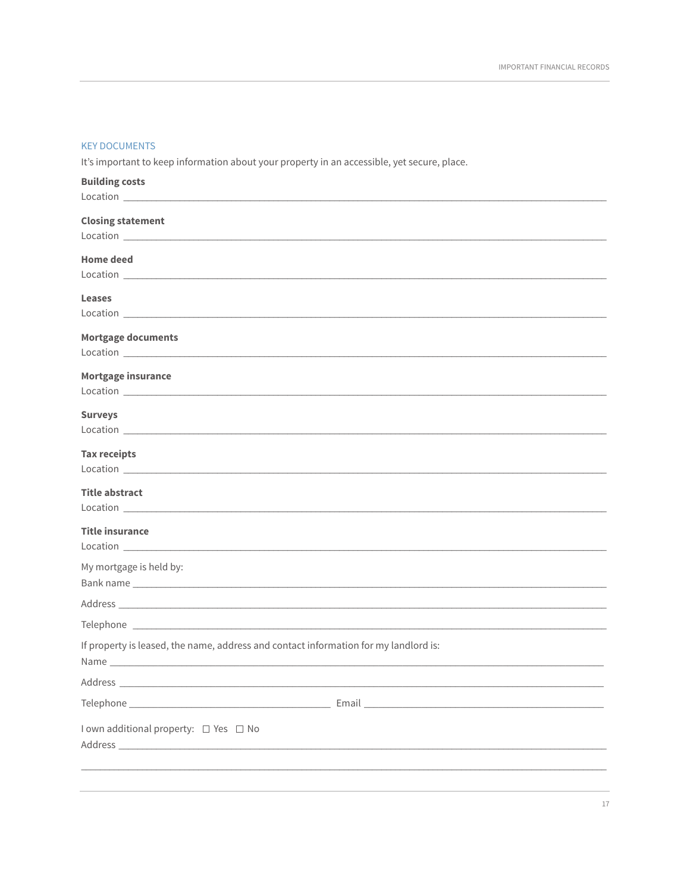## KEY DOCUMENTS

It's important to keep information about your property in an accessible, yet secure, place.

**Building costs**
Location ______________________________________________________________________________

**Closing statement**
Location ______________________________________________________________________________

**Home deed**
Location ______________________________________________________________________________

**Leases**
Location ______________________________________________________________________________

**Mortgage documents**
Location ______________________________________________________________________________

**Mortgage insurance**
Location ______________________________________________________________________________

**Surveys**
Location ______________________________________________________________________________

**Tax receipts**
Location ______________________________________________________________________________

**Title abstract**
Location ______________________________________________________________________________

**Title insurance**
Location ______________________________________________________________________________

My mortgage is held by:
Bank name ____________________________________________________________________________

Address ______________________________________________________________________________

Telephone ____________________________________________________________________________

If property is leased, the name, address and contact information for my landlord is:
Name ________________________________________________________________________________

Address ______________________________________________________________________________

Telephone ________________________________ Email ________________________________

I own additional property: ☐ Yes ☐ No
Address ______________________________________________________________________________

______________________________________________________________________________________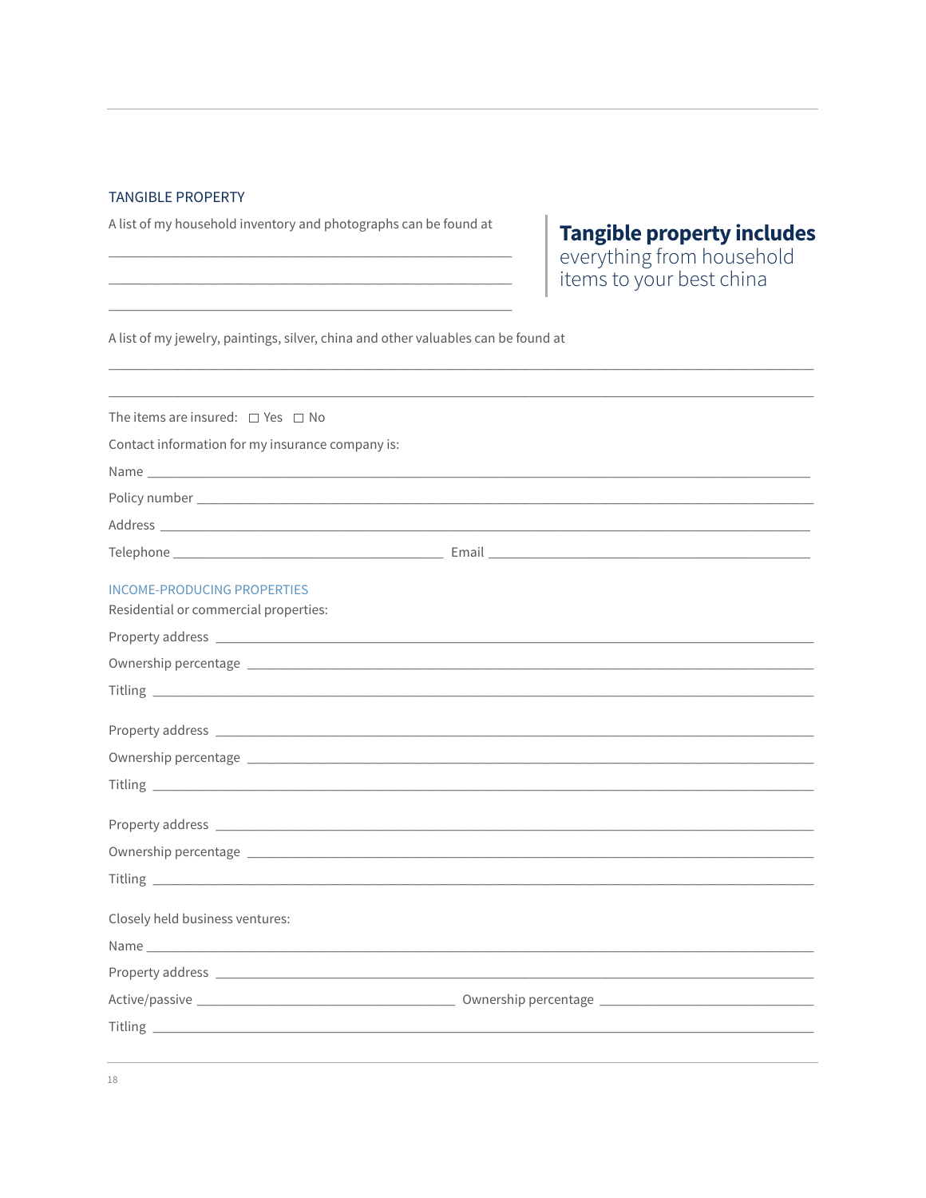## TANGIBLE PROPERTY

A list of my household inventory and photographs can be found at

______________________________________________

______________________________________________

______________________________________________

**Tangible property includes** everything from household items to your best china

A list of my jewelry, paintings, silver, china and other valuables can be found at

______________________________________________________________________________

______________________________________________________________________________

The items are insured: ☐ Yes ☐ No

Contact information for my insurance company is:

Name ______________________________________________________________________________

Policy number ______________________________________________________________________

Address ____________________________________________________________________________

Telephone ________________________________ Email ____________________________________

## INCOME-PRODUCING PROPERTIES

Residential or commercial properties:

Property address ____________________________________________________________________

Ownership percentage ________________________________________________________________

Titling _____________________________________________________________________________

Property address ____________________________________________________________________

Ownership percentage ________________________________________________________________

Titling _____________________________________________________________________________

Property address ____________________________________________________________________

Ownership percentage ________________________________________________________________

Titling _____________________________________________________________________________

Closely held business ventures:

Name _______________________________________________________________________________

Property address ____________________________________________________________________

Active/passive ______________________________ Ownership percentage _______________________

Titling _____________________________________________________________________________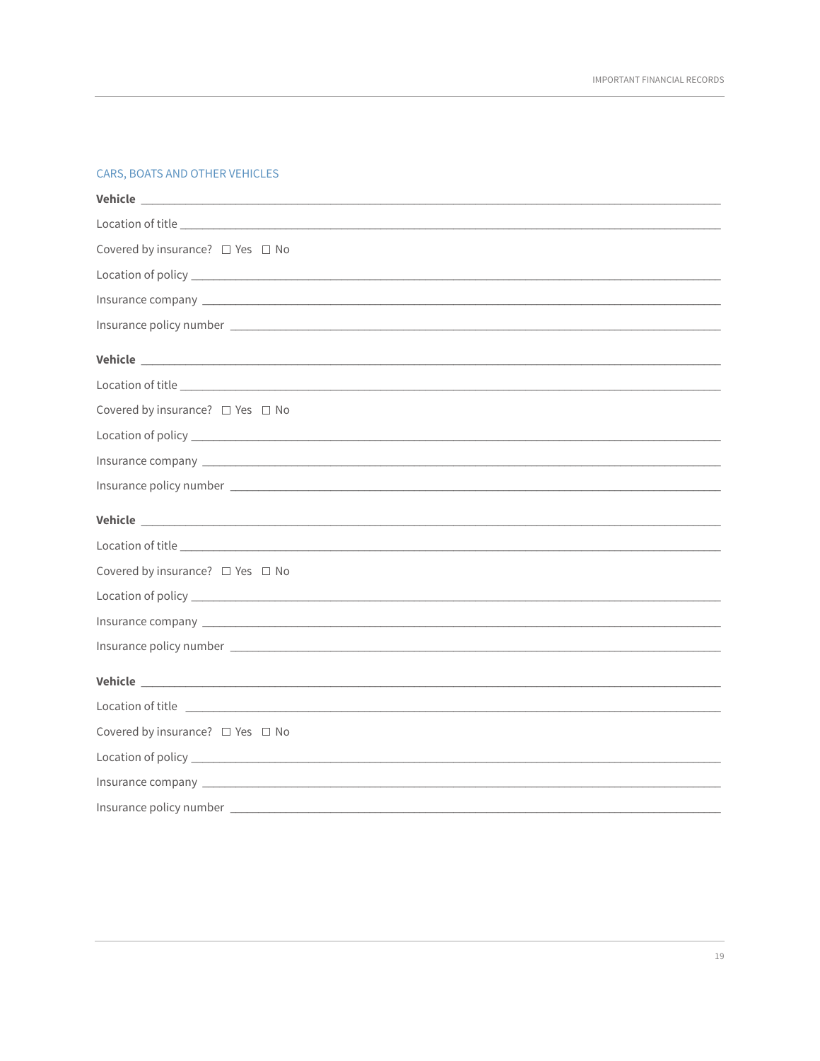## CARS, BOATS AND OTHER VEHICLES

**Vehicle** ______________________________________________

Location of title ______________________________________________

Covered by insurance? ☐ Yes ☐ No

Location of policy ______________________________________________

Insurance company ______________________________________________

Insurance policy number ______________________________________________

**Vehicle** ______________________________________________

Location of title ______________________________________________

Covered by insurance? ☐ Yes ☐ No

Location of policy ______________________________________________

Insurance company ______________________________________________

Insurance policy number ______________________________________________

**Vehicle** ______________________________________________

Location of title ______________________________________________

Covered by insurance? ☐ Yes ☐ No

Location of policy ______________________________________________

Insurance company ______________________________________________

Insurance policy number ______________________________________________

**Vehicle** ______________________________________________

Location of title ______________________________________________

Covered by insurance? ☐ Yes ☐ No

Location of policy ______________________________________________

Insurance company ______________________________________________

Insurance policy number ______________________________________________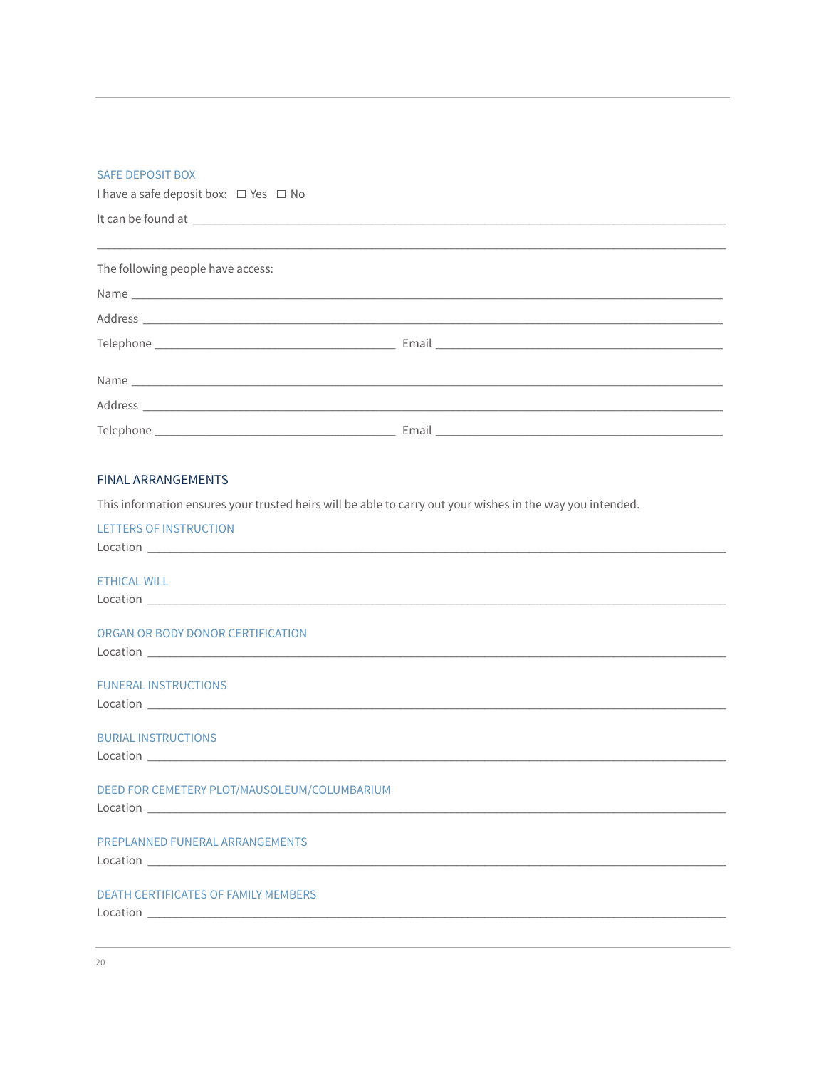### SAFE DEPOSIT BOX

I have a safe deposit box: ☐ Yes ☐ No

It can be found at ______________________________________________________________________________

______________________________________________________________________________

The following people have access:

Name ______________________________________________________________________________

Address ______________________________________________________________________________

Telephone ________________________________ Email ________________________________

Name ______________________________________________________________________________

Address ______________________________________________________________________________

Telephone ________________________________ Email ________________________________

## FINAL ARRANGEMENTS

This information ensures your trusted heirs will be able to carry out your wishes in the way you intended.

### LETTERS OF INSTRUCTION

Location ______________________________________________________________________________

### ETHICAL WILL

Location ______________________________________________________________________________

### ORGAN OR BODY DONOR CERTIFICATION

Location ______________________________________________________________________________

### FUNERAL INSTRUCTIONS

Location ______________________________________________________________________________

### BURIAL INSTRUCTIONS

Location ______________________________________________________________________________

### DEED FOR CEMETERY PLOT/MAUSOLEUM/COLUMBARIUM

Location ______________________________________________________________________________

### PREPLANNED FUNERAL ARRANGEMENTS

Location ______________________________________________________________________________

### DEATH CERTIFICATES OF FAMILY MEMBERS

Location ______________________________________________________________________________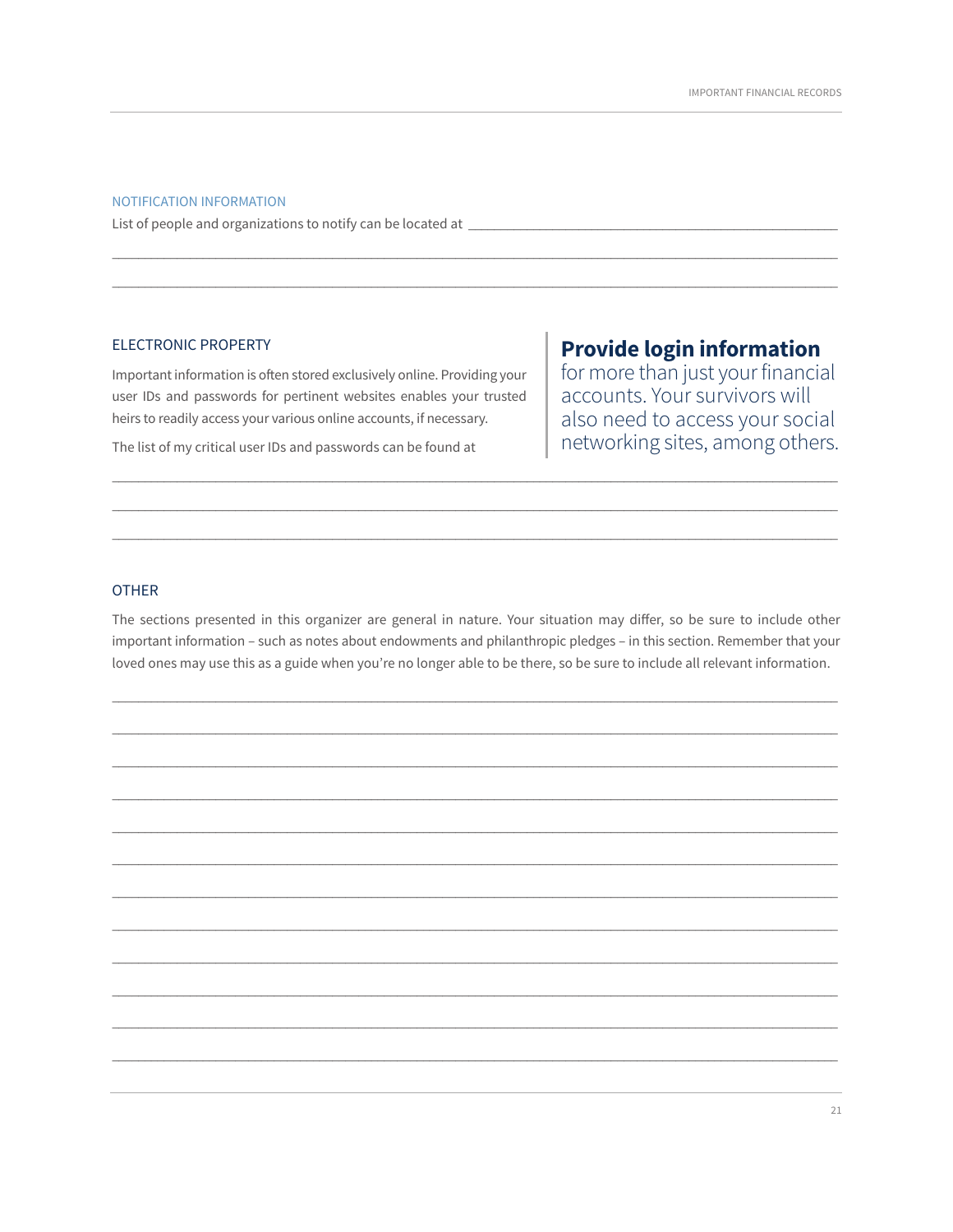## NOTIFICATION INFORMATION

List of people and organizations to notify can be located at ____________________________________________

______________________________________________________________________________________________

______________________________________________________________________________________________

## ELECTRONIC PROPERTY

Important information is often stored exclusively online. Providing your user IDs and passwords for pertinent websites enables your trusted heirs to readily access your various online accounts, if necessary.

The list of my critical user IDs and passwords can be found at

______________________________________________________________________________________________

______________________________________________________________________________________________

______________________________________________________________________________________________

**Provide login information** for more than just your financial accounts. Your survivors will also need to access your social networking sites, among others.

## OTHER

The sections presented in this organizer are general in nature. Your situation may differ, so be sure to include other important information – such as notes about endowments and philanthropic pledges – in this section. Remember that your loved ones may use this as a guide when you're no longer able to be there, so be sure to include all relevant information.

______________________________________________________________________________________________

______________________________________________________________________________________________

______________________________________________________________________________________________

______________________________________________________________________________________________

______________________________________________________________________________________________

______________________________________________________________________________________________

______________________________________________________________________________________________

______________________________________________________________________________________________

______________________________________________________________________________________________

______________________________________________________________________________________________

______________________________________________________________________________________________

______________________________________________________________________________________________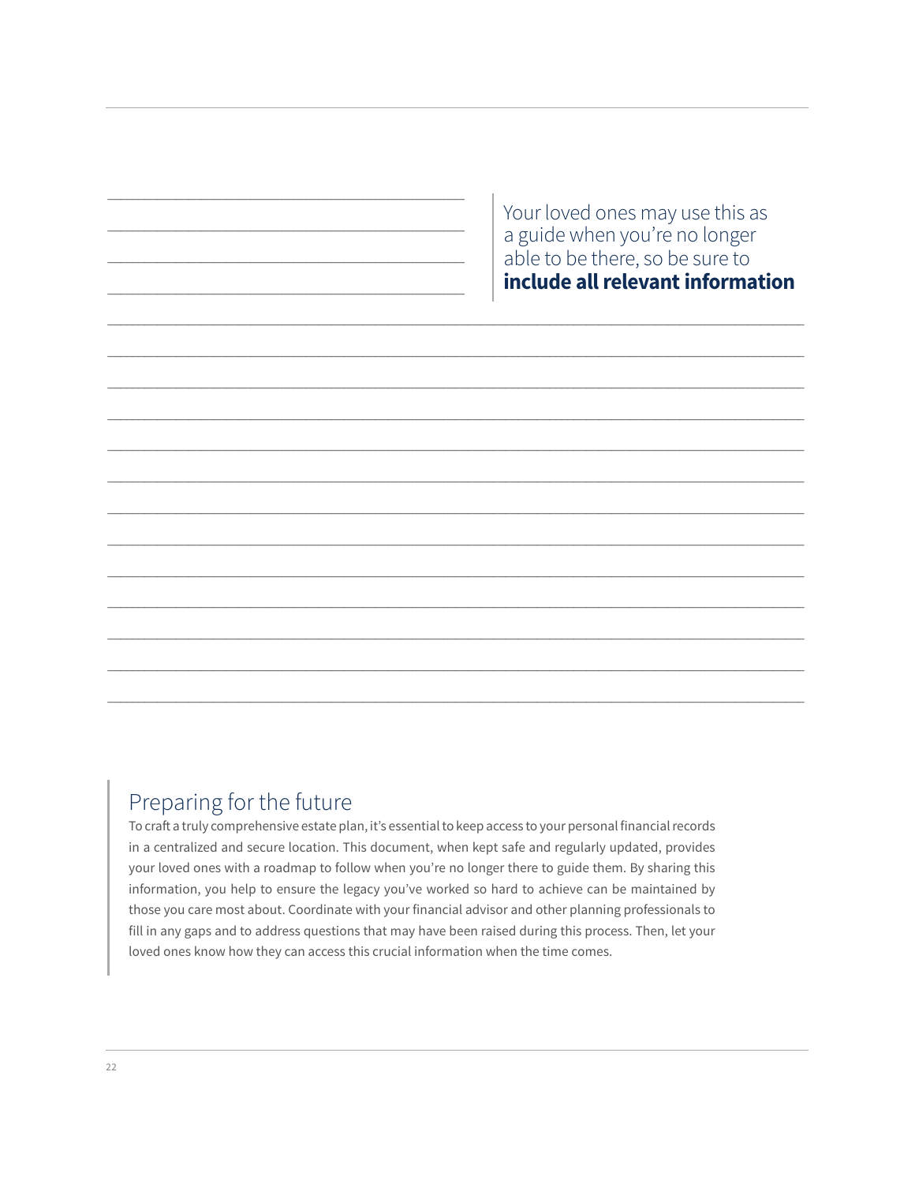Your loved ones may use this as a guide when you're no longer able to be there, so be sure to **include all relevant information**

## Preparing for the future

To craft a truly comprehensive estate plan, it's essential to keep access to your personal financial records in a centralized and secure location. This document, when kept safe and regularly updated, provides your loved ones with a roadmap to follow when you're no longer there to guide them. By sharing this information, you help to ensure the legacy you've worked so hard to achieve can be maintained by those you care most about. Coordinate with your financial advisor and other planning professionals to fill in any gaps and to address questions that may have been raised during this process. Then, let your loved ones know how they can access this crucial information when the time comes.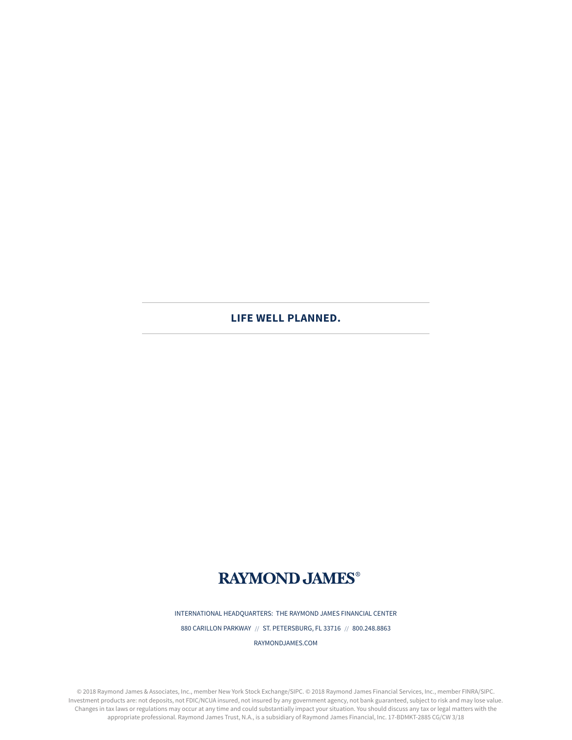**LIFE WELL PLANNED.**

**RAYMOND JAMES®**

INTERNATIONAL HEADQUARTERS: THE RAYMOND JAMES FINANCIAL CENTER

880 CARILLON PARKWAY // ST. PETERSBURG, FL 33716 // 800.248.8863

RAYMONDJAMES.COM

© 2018 Raymond James & Associates, Inc., member New York Stock Exchange/SIPC. © 2018 Raymond James Financial Services, Inc., member FINRA/SIPC. Investment products are: not deposits, not FDIC/NCUA insured, not insured by any government agency, not bank guaranteed, subject to risk and may lose value. Changes in tax laws or regulations may occur at any time and could substantially impact your situation. You should discuss any tax or legal matters with the appropriate professional. Raymond James Trust, N.A., is a subsidiary of Raymond James Financial, Inc. 17-BDMKT-2885 CG/CW 3/18